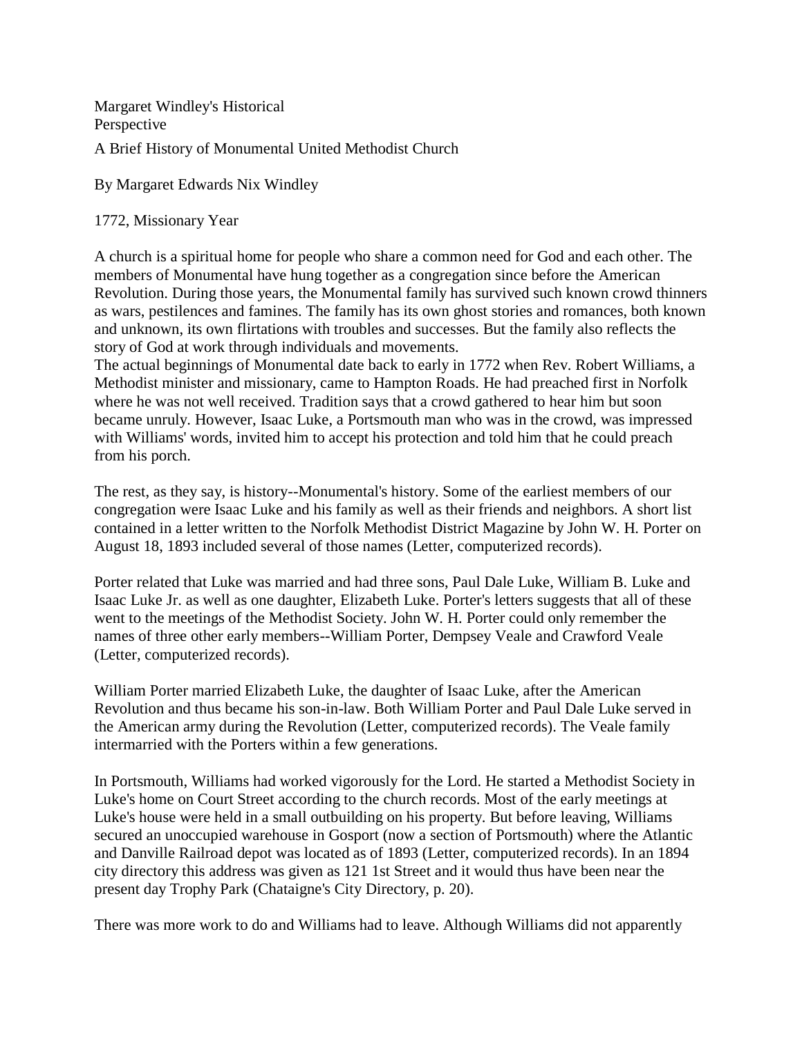# Margaret Windley's Historical Perspective

## A Brief History of Monumental United Methodist Church

By Margaret Edwards Nix Windley

### 1772, Missionary Year

A church is a spiritual home for people who share a common need for God and each other. The members of Monumental have hung together as a congregation since before the American Revolution. During those years, the Monumental family has survived such known crowd thinners as wars, pestilences and famines. The family has its own ghost stories and romances, both known and unknown, its own flirtations with troubles and successes. But the family also reflects the story of God at work through individuals and movements.

The actual beginnings of Monumental date back to early in 1772 when Rev. Robert Williams, a Methodist minister and missionary, came to Hampton Roads. He had preached first in Norfolk where he was not well received. Tradition says that a crowd gathered to hear him but soon became unruly. However, Isaac Luke, a Portsmouth man who was in the crowd, was impressed with Williams' words, invited him to accept his protection and told him that he could preach from his porch.

The rest, as they say, is history--Monumental's history. Some of the earliest members of our congregation were Isaac Luke and his family as well as their friends and neighbors. A short list contained in a letter written to the Norfolk Methodist District Magazine by John W. H. Porter on August 18, 1893 included several of those names (Letter, computerized records).

Porter related that Luke was married and had three sons, Paul Dale Luke, William B. Luke and Isaac Luke Jr. as well as one daughter, Elizabeth Luke. Porter's letters suggests that all of these went to the meetings of the Methodist Society. John W. H. Porter could only remember the names of three other early members--William Porter, Dempsey Veale and Crawford Veale (Letter, computerized records).

William Porter married Elizabeth Luke, the daughter of Isaac Luke, after the American Revolution and thus became his son-in-law. Both William Porter and Paul Dale Luke served in the American army during the Revolution (Letter, computerized records). The Veale family intermarried with the Porters within a few generations.

In Portsmouth, Williams had worked vigorously for the Lord. He started a Methodist Society in Luke's home on Court Street according to the church records. Most of the early meetings at Luke's house were held in a small outbuilding on his property. But before leaving, Williams secured an unoccupied warehouse in Gosport (now a section of Portsmouth) where the Atlantic and Danville Railroad depot was located as of 1893 (Letter, computerized records). In an 1894 city directory this address was given as 121 1st Street and it would thus have been near the present day Trophy Park (Chataigne's City Directory, p. 20).

There was more work to do and Williams had to leave. Although Williams did not apparently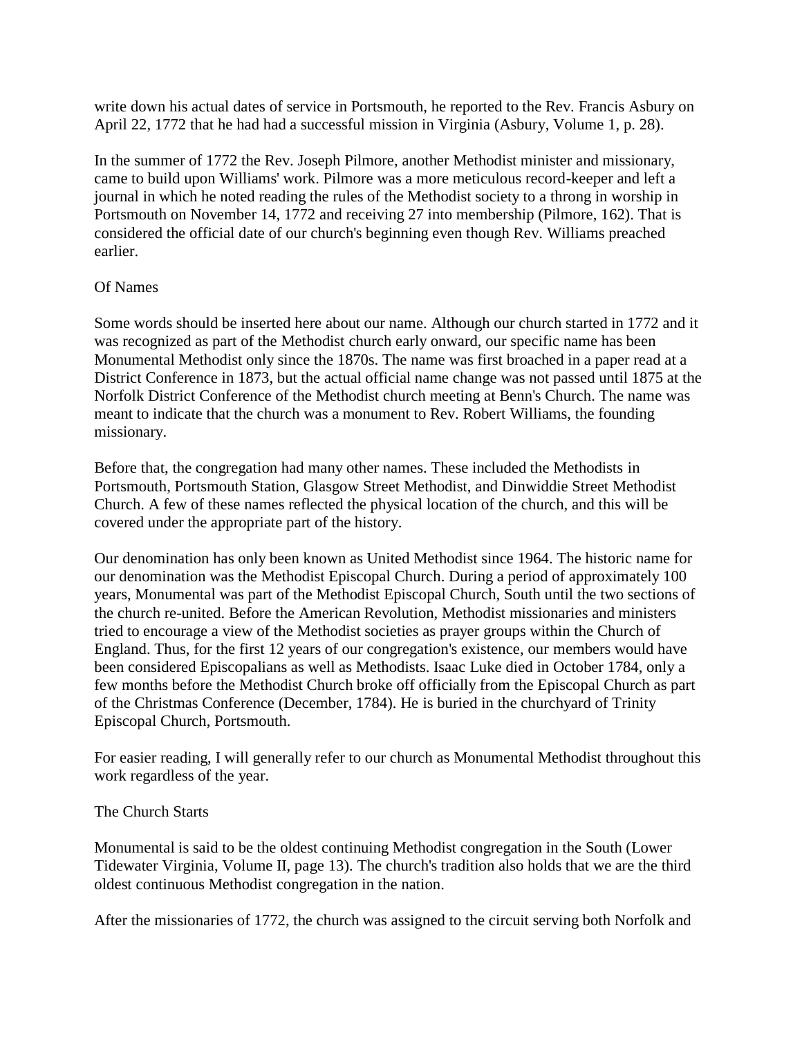write down his actual dates of service in Portsmouth, he reported to the Rev. Francis Asbury on April 22, 1772 that he had had a successful mission in Virginia (Asbury, Volume 1, p. 28).

In the summer of 1772 the Rev. Joseph Pilmore, another Methodist minister and missionary, came to build upon Williams' work. Pilmore was a more meticulous record-keeper and left a journal in which he noted reading the rules of the Methodist society to a throng in worship in Portsmouth on November 14, 1772 and receiving 27 into membership (Pilmore, 162). That is considered the official date of our church's beginning even though Rev. Williams preached earlier.

## Of Names

Some words should be inserted here about our name. Although our church started in 1772 and it was recognized as part of the Methodist church early onward, our specific name has been Monumental Methodist only since the 1870s. The name was first broached in a paper read at a District Conference in 1873, but the actual official name change was not passed until 1875 at the Norfolk District Conference of the Methodist church meeting at Benn's Church. The name was meant to indicate that the church was a monument to Rev. Robert Williams, the founding missionary.

Before that, the congregation had many other names. These included the Methodists in Portsmouth, Portsmouth Station, Glasgow Street Methodist, and Dinwiddie Street Methodist Church. A few of these names reflected the physical location of the church, and this will be covered under the appropriate part of the history.

Our denomination has only been known as United Methodist since 1964. The historic name for our denomination was the Methodist Episcopal Church. During a period of approximately 100 years, Monumental was part of the Methodist Episcopal Church, South until the two sections of the church re-united. Before the American Revolution, Methodist missionaries and ministers tried to encourage a view of the Methodist societies as prayer groups within the Church of England. Thus, for the first 12 years of our congregation's existence, our members would have been considered Episcopalians as well as Methodists. Isaac Luke died in October 1784, only a few months before the Methodist Church broke off officially from the Episcopal Church as part of the Christmas Conference (December, 1784). He is buried in the churchyard of Trinity Episcopal Church, Portsmouth.

For easier reading, I will generally refer to our church as Monumental Methodist throughout this work regardless of the year.

## The Church Starts

Monumental is said to be the oldest continuing Methodist congregation in the South (Lower Tidewater Virginia, Volume II, page 13). The church's tradition also holds that we are the third oldest continuous Methodist congregation in the nation.

After the missionaries of 1772, the church was assigned to the circuit serving both Norfolk and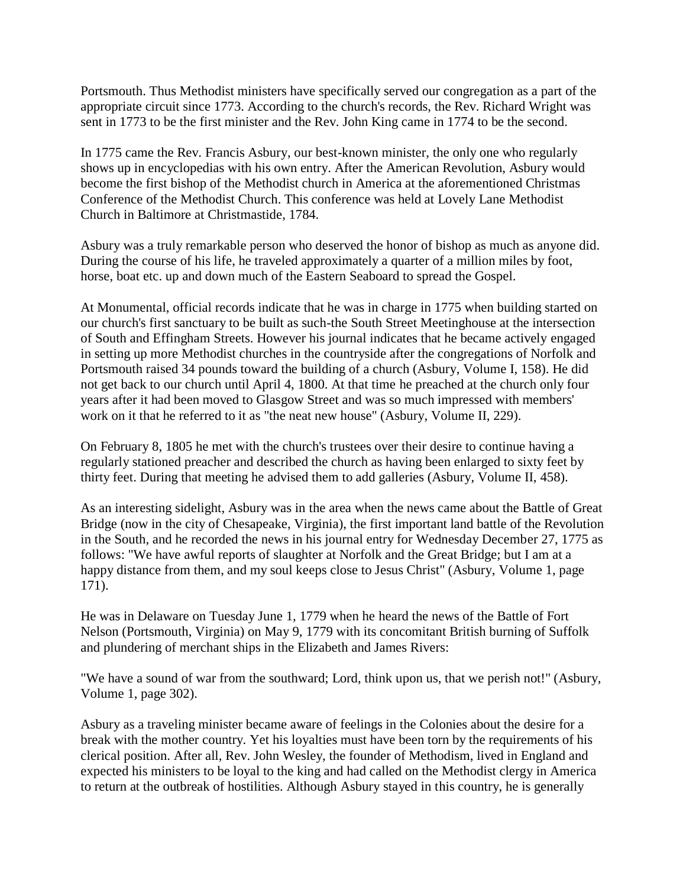Portsmouth. Thus Methodist ministers have specifically served our congregation as a part of the appropriate circuit since 1773. According to the church's records, the Rev. Richard Wright was sent in 1773 to be the first minister and the Rev. John King came in 1774 to be the second.

In 1775 came the Rev. Francis Asbury, our best-known minister, the only one who regularly shows up in encyclopedias with his own entry. After the American Revolution, Asbury would become the first bishop of the Methodist church in America at the aforementioned Christmas Conference of the Methodist Church. This conference was held at Lovely Lane Methodist Church in Baltimore at Christmastide, 1784.

Asbury was a truly remarkable person who deserved the honor of bishop as much as anyone did. During the course of his life, he traveled approximately a quarter of a million miles by foot, horse, boat etc. up and down much of the Eastern Seaboard to spread the Gospel.

At Monumental, official records indicate that he was in charge in 1775 when building started on our church's first sanctuary to be built as such-the South Street Meetinghouse at the intersection of South and Effingham Streets. However his journal indicates that he became actively engaged in setting up more Methodist churches in the countryside after the congregations of Norfolk and Portsmouth raised 34 pounds toward the building of a church (Asbury, Volume I, 158). He did not get back to our church until April 4, 1800. At that time he preached at the church only four years after it had been moved to Glasgow Street and was so much impressed with members' work on it that he referred to it as "the neat new house" (Asbury, Volume II, 229).

On February 8, 1805 he met with the church's trustees over their desire to continue having a regularly stationed preacher and described the church as having been enlarged to sixty feet by thirty feet. During that meeting he advised them to add galleries (Asbury, Volume II, 458).

As an interesting sidelight, Asbury was in the area when the news came about the Battle of Great Bridge (now in the city of Chesapeake, Virginia), the first important land battle of the Revolution in the South, and he recorded the news in his journal entry for Wednesday December 27, 1775 as follows: "We have awful reports of slaughter at Norfolk and the Great Bridge; but I am at a happy distance from them, and my soul keeps close to Jesus Christ" (Asbury, Volume 1, page 171).

He was in Delaware on Tuesday June 1, 1779 when he heard the news of the Battle of Fort Nelson (Portsmouth, Virginia) on May 9, 1779 with its concomitant British burning of Suffolk and plundering of merchant ships in the Elizabeth and James Rivers:

"We have a sound of war from the southward; Lord, think upon us, that we perish not!" (Asbury, Volume 1, page 302).

Asbury as a traveling minister became aware of feelings in the Colonies about the desire for a break with the mother country. Yet his loyalties must have been torn by the requirements of his clerical position. After all, Rev. John Wesley, the founder of Methodism, lived in England and expected his ministers to be loyal to the king and had called on the Methodist clergy in America to return at the outbreak of hostilities. Although Asbury stayed in this country, he is generally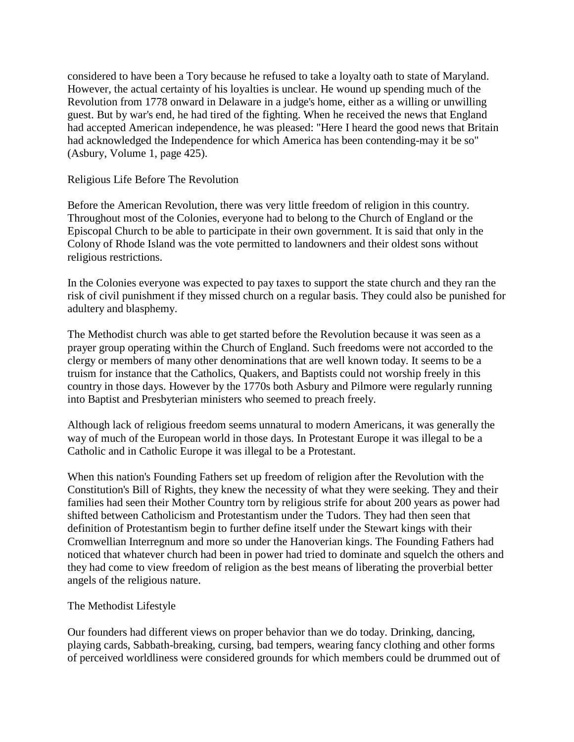considered to have been a Tory because he refused to take a loyalty oath to state of Maryland. However, the actual certainty of his loyalties is unclear. He wound up spending much of the Revolution from 1778 onward in Delaware in a judge's home, either as a willing or unwilling guest. But by war's end, he had tired of the fighting. When he received the news that England had accepted American independence, he was pleased: "Here I heard the good news that Britain had acknowledged the Independence for which America has been contending-may it be so" (Asbury, Volume 1, page 425).

## Religious Life Before The Revolution

Before the American Revolution, there was very little freedom of religion in this country. Throughout most of the Colonies, everyone had to belong to the Church of England or the Episcopal Church to be able to participate in their own government. It is said that only in the Colony of Rhode Island was the vote permitted to landowners and their oldest sons without religious restrictions.

In the Colonies everyone was expected to pay taxes to support the state church and they ran the risk of civil punishment if they missed church on a regular basis. They could also be punished for adultery and blasphemy.

The Methodist church was able to get started before the Revolution because it was seen as a prayer group operating within the Church of England. Such freedoms were not accorded to the clergy or members of many other denominations that are well known today. It seems to be a truism for instance that the Catholics, Quakers, and Baptists could not worship freely in this country in those days. However by the 1770s both Asbury and Pilmore were regularly running into Baptist and Presbyterian ministers who seemed to preach freely.

Although lack of religious freedom seems unnatural to modern Americans, it was generally the way of much of the European world in those days. In Protestant Europe it was illegal to be a Catholic and in Catholic Europe it was illegal to be a Protestant.

When this nation's Founding Fathers set up freedom of religion after the Revolution with the Constitution's Bill of Rights, they knew the necessity of what they were seeking. They and their families had seen their Mother Country torn by religious strife for about 200 years as power had shifted between Catholicism and Protestantism under the Tudors. They had then seen that definition of Protestantism begin to further define itself under the Stewart kings with their Cromwellian Interregnum and more so under the Hanoverian kings. The Founding Fathers had noticed that whatever church had been in power had tried to dominate and squelch the others and they had come to view freedom of religion as the best means of liberating the proverbial better angels of the religious nature.

## The Methodist Lifestyle

Our founders had different views on proper behavior than we do today. Drinking, dancing, playing cards, Sabbath-breaking, cursing, bad tempers, wearing fancy clothing and other forms of perceived worldliness were considered grounds for which members could be drummed out of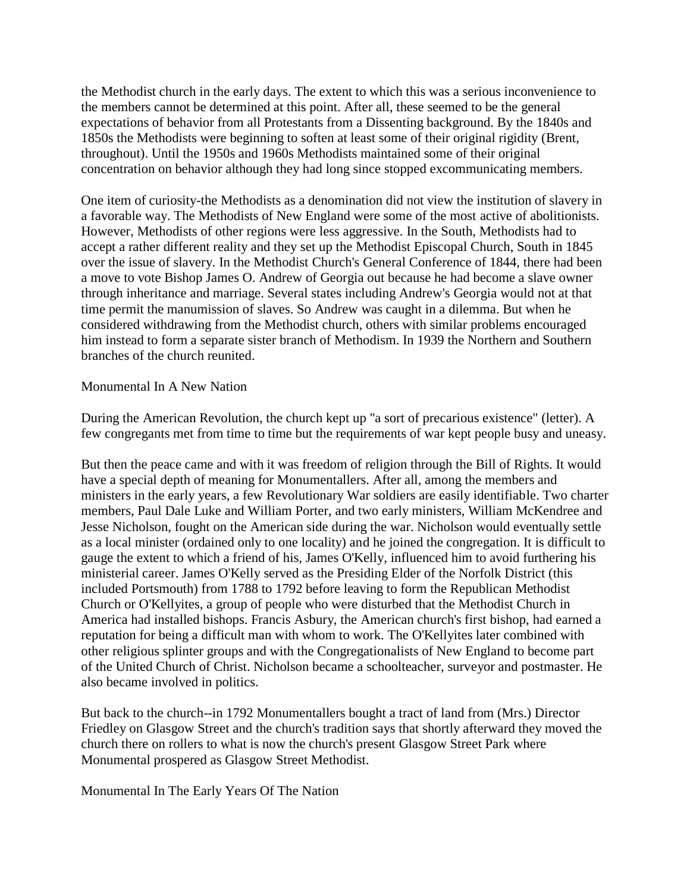the Methodist church in the early days. The extent to which this was a serious inconvenience to the members cannot be determined at this point. After all, these seemed to be the general expectations of behavior from all Protestants from a Dissenting background. By the 1840s and 1850s the Methodists were beginning to soften at least some of their original rigidity (Brent, throughout). Until the 1950s and 1960s Methodists maintained some of their original concentration on behavior although they had long since stopped excommunicating members.

One item of curiosity-the Methodists as a denomination did not view the institution of slavery in a favorable way. The Methodists of New England were some of the most active of abolitionists. However, Methodists of other regions were less aggressive. In the South, Methodists had to accept a rather different reality and they set up the Methodist Episcopal Church, South in 1845 over the issue of slavery. In the Methodist Church's General Conference of 1844, there had been a move to vote Bishop James O. Andrew of Georgia out because he had become a slave owner through inheritance and marriage. Several states including Andrew's Georgia would not at that time permit the manumission of slaves. So Andrew was caught in a dilemma. But when he considered withdrawing from the Methodist church, others with similar problems encouraged him instead to form a separate sister branch of Methodism. In 1939 the Northern and Southern branches of the church reunited.

## Monumental In A New Nation

During the American Revolution, the church kept up "a sort of precarious existence" (letter). A few congregants met from time to time but the requirements of war kept people busy and uneasy.

But then the peace came and with it was freedom of religion through the Bill of Rights. It would have a special depth of meaning for Monumentallers. After all, among the members and ministers in the early years, a few Revolutionary War soldiers are easily identifiable. Two charter members, Paul Dale Luke and William Porter, and two early ministers, William McKendree and Jesse Nicholson, fought on the American side during the war. Nicholson would eventually settle as a local minister (ordained only to one locality) and he joined the congregation. It is difficult to gauge the extent to which a friend of his, James O'Kelly, influenced him to avoid furthering his ministerial career. James O'Kelly served as the Presiding Elder of the Norfolk District (this included Portsmouth) from 1788 to 1792 before leaving to form the Republican Methodist Church or O'Kellyites, a group of people who were disturbed that the Methodist Church in America had installed bishops. Francis Asbury, the American church's first bishop, had earned a reputation for being a difficult man with whom to work. The O'Kellyites later combined with other religious splinter groups and with the Congregationalists of New England to become part of the United Church of Christ. Nicholson became a schoolteacher, surveyor and postmaster. He also became involved in politics.

But back to the church--in 1792 Monumentallers bought a tract of land from (Mrs.) Director Friedley on Glasgow Street and the church's tradition says that shortly afterward they moved the church there on rollers to what is now the church's present Glasgow Street Park where Monumental prospered as Glasgow Street Methodist.

## Monumental In The Early Years Of The Nation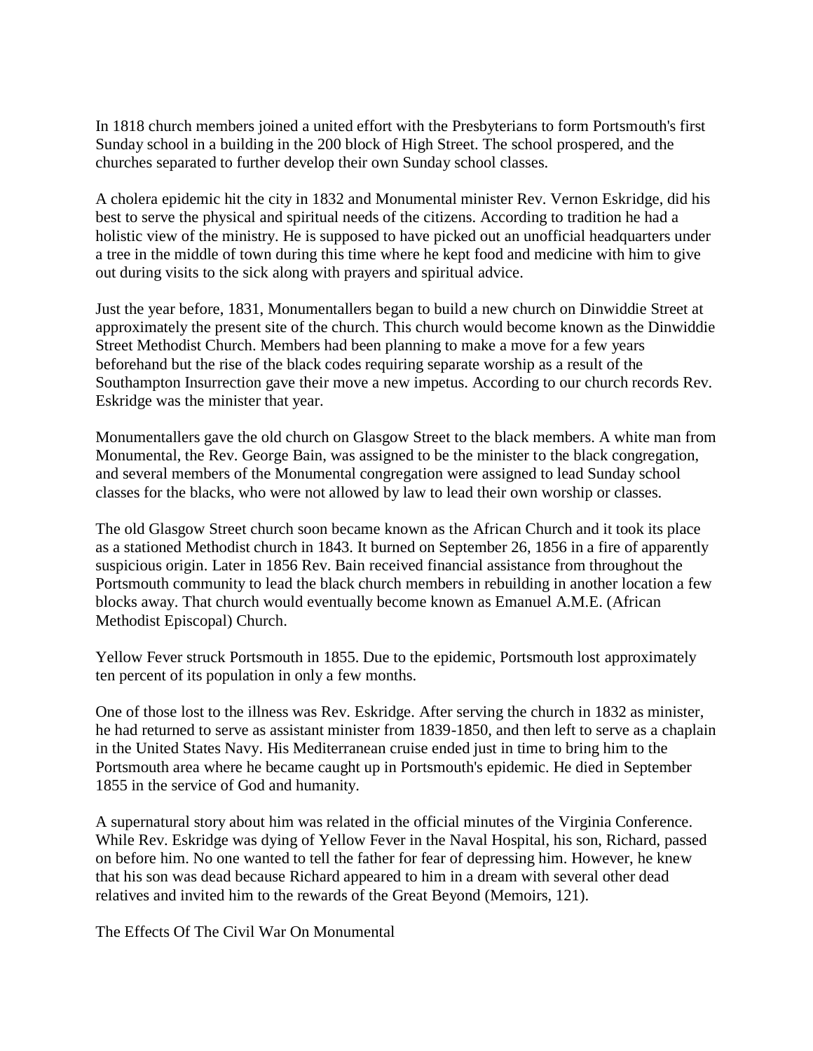In 1818 church members joined a united effort with the Presbyterians to form Portsmouth's first Sunday school in a building in the 200 block of High Street. The school prospered, and the churches separated to further develop their own Sunday school classes.

A cholera epidemic hit the city in 1832 and Monumental minister Rev. Vernon Eskridge, did his best to serve the physical and spiritual needs of the citizens. According to tradition he had a holistic view of the ministry. He is supposed to have picked out an unofficial headquarters under a tree in the middle of town during this time where he kept food and medicine with him to give out during visits to the sick along with prayers and spiritual advice.

Just the year before, 1831, Monumentallers began to build a new church on Dinwiddie Street at approximately the present site of the church. This church would become known as the Dinwiddie Street Methodist Church. Members had been planning to make a move for a few years beforehand but the rise of the black codes requiring separate worship as a result of the Southampton Insurrection gave their move a new impetus. According to our church records Rev. Eskridge was the minister that year.

Monumentallers gave the old church on Glasgow Street to the black members. A white man from Monumental, the Rev. George Bain, was assigned to be the minister to the black congregation, and several members of the Monumental congregation were assigned to lead Sunday school classes for the blacks, who were not allowed by law to lead their own worship or classes.

The old Glasgow Street church soon became known as the African Church and it took its place as a stationed Methodist church in 1843. It burned on September 26, 1856 in a fire of apparently suspicious origin. Later in 1856 Rev. Bain received financial assistance from throughout the Portsmouth community to lead the black church members in rebuilding in another location a few blocks away. That church would eventually become known as Emanuel A.M.E. (African Methodist Episcopal) Church.

Yellow Fever struck Portsmouth in 1855. Due to the epidemic, Portsmouth lost approximately ten percent of its population in only a few months.

One of those lost to the illness was Rev. Eskridge. After serving the church in 1832 as minister, he had returned to serve as assistant minister from 1839-1850, and then left to serve as a chaplain in the United States Navy. His Mediterranean cruise ended just in time to bring him to the Portsmouth area where he became caught up in Portsmouth's epidemic. He died in September 1855 in the service of God and humanity.

A supernatural story about him was related in the official minutes of the Virginia Conference. While Rev. Eskridge was dying of Yellow Fever in the Naval Hospital, his son, Richard, passed on before him. No one wanted to tell the father for fear of depressing him. However, he knew that his son was dead because Richard appeared to him in a dream with several other dead relatives and invited him to the rewards of the Great Beyond (Memoirs, 121).

## The Effects Of The Civil War On Monumental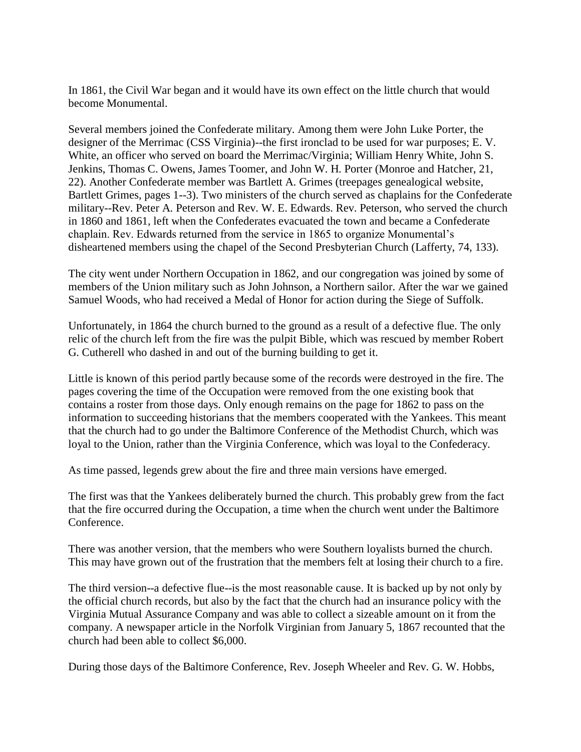In 1861, the Civil War began and it would have its own effect on the little church that would become Monumental.

Several members joined the Confederate military. Among them were John Luke Porter, the designer of the Merrimac (CSS Virginia)--the first ironclad to be used for war purposes; E. V. White, an officer who served on board the Merrimac/Virginia; William Henry White, John S. Jenkins, Thomas C. Owens, James Toomer, and John W. H. Porter (Monroe and Hatcher, 21, 22). Another Confederate member was Bartlett A. Grimes (treepages genealogical website, Bartlett Grimes, pages 1--3). Two ministers of the church served as chaplains for the Confederate military--Rev. Peter A. Peterson and Rev. W. E. Edwards. Rev. Peterson, who served the church in 1860 and 1861, left when the Confederates evacuated the town and became a Confederate chaplain. Rev. Edwards returned from the service in 1865 to organize Monumental's disheartened members using the chapel of the Second Presbyterian Church (Lafferty, 74, 133).

The city went under Northern Occupation in 1862, and our congregation was joined by some of members of the Union military such as John Johnson, a Northern sailor. After the war we gained Samuel Woods, who had received a Medal of Honor for action during the Siege of Suffolk.

Unfortunately, in 1864 the church burned to the ground as a result of a defective flue. The only relic of the church left from the fire was the pulpit Bible, which was rescued by member Robert G. Cutherell who dashed in and out of the burning building to get it.

Little is known of this period partly because some of the records were destroyed in the fire. The pages covering the time of the Occupation were removed from the one existing book that contains a roster from those days. Only enough remains on the page for 1862 to pass on the information to succeeding historians that the members cooperated with the Yankees. This meant that the church had to go under the Baltimore Conference of the Methodist Church, which was loyal to the Union, rather than the Virginia Conference, which was loyal to the Confederacy.

As time passed, legends grew about the fire and three main versions have emerged.

The first was that the Yankees deliberately burned the church. This probably grew from the fact that the fire occurred during the Occupation, a time when the church went under the Baltimore Conference.

There was another version, that the members who were Southern loyalists burned the church. This may have grown out of the frustration that the members felt at losing their church to a fire.

The third version--a defective flue--is the most reasonable cause. It is backed up by not only by the official church records, but also by the fact that the church had an insurance policy with the Virginia Mutual Assurance Company and was able to collect a sizeable amount on it from the company. A newspaper article in the Norfolk Virginian from January 5, 1867 recounted that the church had been able to collect $6,000.

During those days of the Baltimore Conference, Rev. Joseph Wheeler and Rev. G. W. Hobbs,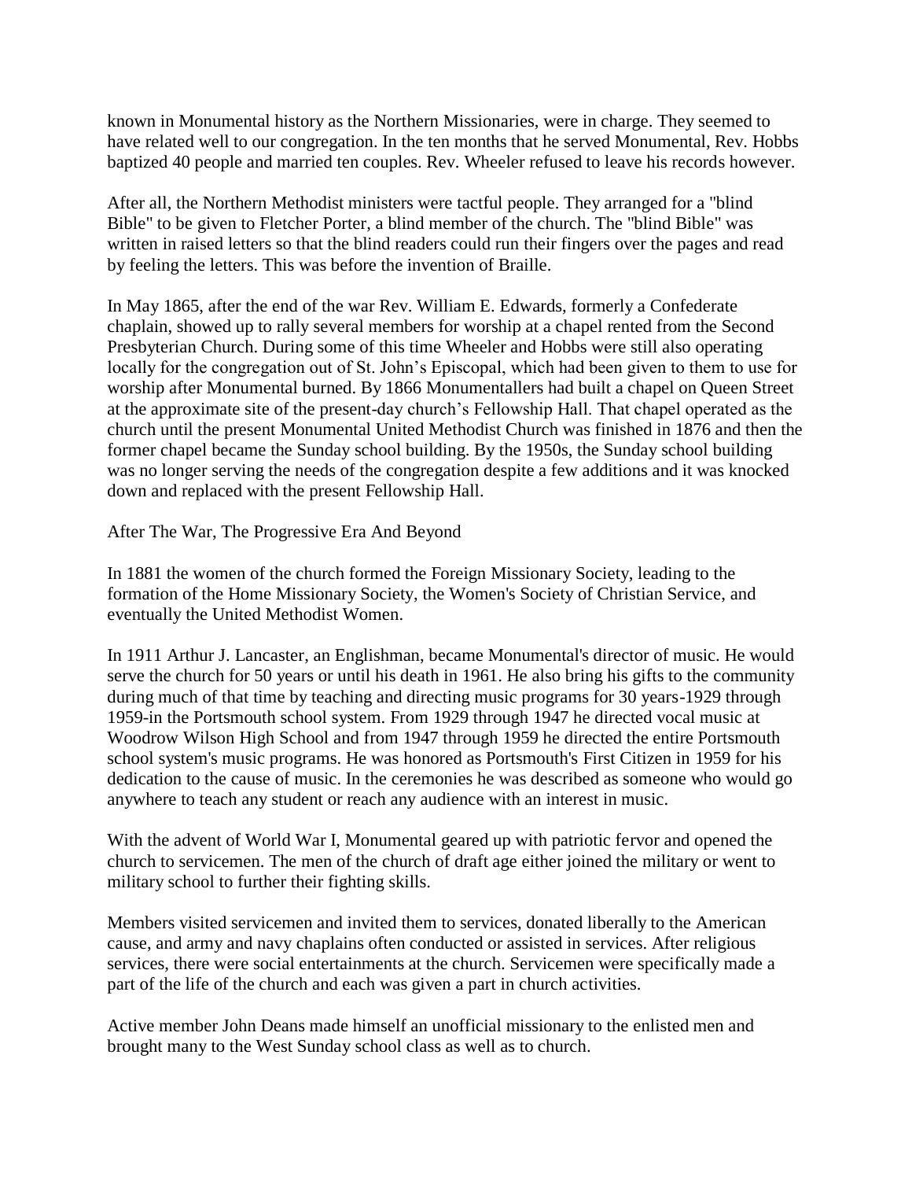known in Monumental history as the Northern Missionaries, were in charge. They seemed to have related well to our congregation. In the ten months that he served Monumental, Rev. Hobbs baptized 40 people and married ten couples. Rev. Wheeler refused to leave his records however.

After all, the Northern Methodist ministers were tactful people. They arranged for a "blind Bible" to be given to Fletcher Porter, a blind member of the church. The "blind Bible" was written in raised letters so that the blind readers could run their fingers over the pages and read by feeling the letters. This was before the invention of Braille.

In May 1865, after the end of the war Rev. William E. Edwards, formerly a Confederate chaplain, showed up to rally several members for worship at a chapel rented from the Second Presbyterian Church. During some of this time Wheeler and Hobbs were still also operating locally for the congregation out of St. John's Episcopal, which had been given to them to use for worship after Monumental burned. By 1866 Monumentallers had built a chapel on Queen Street at the approximate site of the present-day church's Fellowship Hall. That chapel operated as the church until the present Monumental United Methodist Church was finished in 1876 and then the former chapel became the Sunday school building. By the 1950s, the Sunday school building was no longer serving the needs of the congregation despite a few additions and it was knocked down and replaced with the present Fellowship Hall.

## After The War, The Progressive Era And Beyond

In 1881 the women of the church formed the Foreign Missionary Society, leading to the formation of the Home Missionary Society, the Women's Society of Christian Service, and eventually the United Methodist Women.

In 1911 Arthur J. Lancaster, an Englishman, became Monumental's director of music. He would serve the church for 50 years or until his death in 1961. He also bring his gifts to the community during much of that time by teaching and directing music programs for 30 years-1929 through 1959-in the Portsmouth school system. From 1929 through 1947 he directed vocal music at Woodrow Wilson High School and from 1947 through 1959 he directed the entire Portsmouth school system's music programs. He was honored as Portsmouth's First Citizen in 1959 for his dedication to the cause of music. In the ceremonies he was described as someone who would go anywhere to teach any student or reach any audience with an interest in music.

With the advent of World War I, Monumental geared up with patriotic fervor and opened the church to servicemen. The men of the church of draft age either joined the military or went to military school to further their fighting skills.

Members visited servicemen and invited them to services, donated liberally to the American cause, and army and navy chaplains often conducted or assisted in services. After religious services, there were social entertainments at the church. Servicemen were specifically made a part of the life of the church and each was given a part in church activities.

Active member John Deans made himself an unofficial missionary to the enlisted men and brought many to the West Sunday school class as well as to church.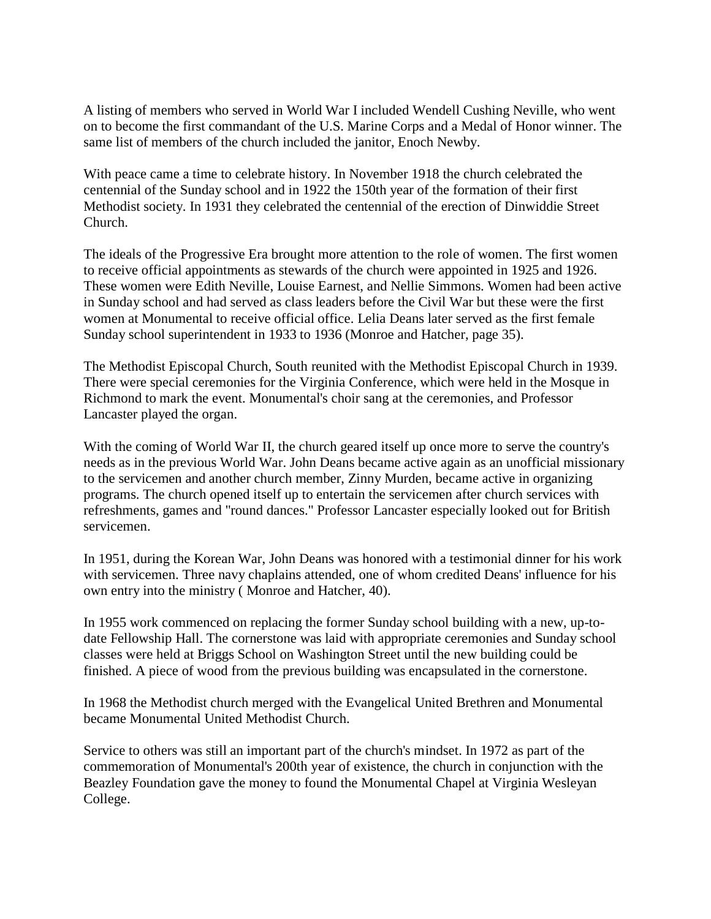A listing of members who served in World War I included Wendell Cushing Neville, who went on to become the first commandant of the U.S. Marine Corps and a Medal of Honor winner. The same list of members of the church included the janitor, Enoch Newby.

With peace came a time to celebrate history. In November 1918 the church celebrated the centennial of the Sunday school and in 1922 the 150th year of the formation of their first Methodist society. In 1931 they celebrated the centennial of the erection of Dinwiddie Street Church.

The ideals of the Progressive Era brought more attention to the role of women. The first women to receive official appointments as stewards of the church were appointed in 1925 and 1926. These women were Edith Neville, Louise Earnest, and Nellie Simmons. Women had been active in Sunday school and had served as class leaders before the Civil War but these were the first women at Monumental to receive official office. Lelia Deans later served as the first female Sunday school superintendent in 1933 to 1936 (Monroe and Hatcher, page 35).

The Methodist Episcopal Church, South reunited with the Methodist Episcopal Church in 1939. There were special ceremonies for the Virginia Conference, which were held in the Mosque in Richmond to mark the event. Monumental's choir sang at the ceremonies, and Professor Lancaster played the organ.

With the coming of World War II, the church geared itself up once more to serve the country's needs as in the previous World War. John Deans became active again as an unofficial missionary to the servicemen and another church member, Zinny Murden, became active in organizing programs. The church opened itself up to entertain the servicemen after church services with refreshments, games and "round dances." Professor Lancaster especially looked out for British servicemen.

In 1951, during the Korean War, John Deans was honored with a testimonial dinner for his work with servicemen. Three navy chaplains attended, one of whom credited Deans' influence for his own entry into the ministry ( Monroe and Hatcher, 40).

In 1955 work commenced on replacing the former Sunday school building with a new, up-to-date Fellowship Hall. The cornerstone was laid with appropriate ceremonies and Sunday school classes were held at Briggs School on Washington Street until the new building could be finished. A piece of wood from the previous building was encapsulated in the cornerstone.

In 1968 the Methodist church merged with the Evangelical United Brethren and Monumental became Monumental United Methodist Church.

Service to others was still an important part of the church's mindset. In 1972 as part of the commemoration of Monumental's 200th year of existence, the church in conjunction with the Beazley Foundation gave the money to found the Monumental Chapel at Virginia Wesleyan College.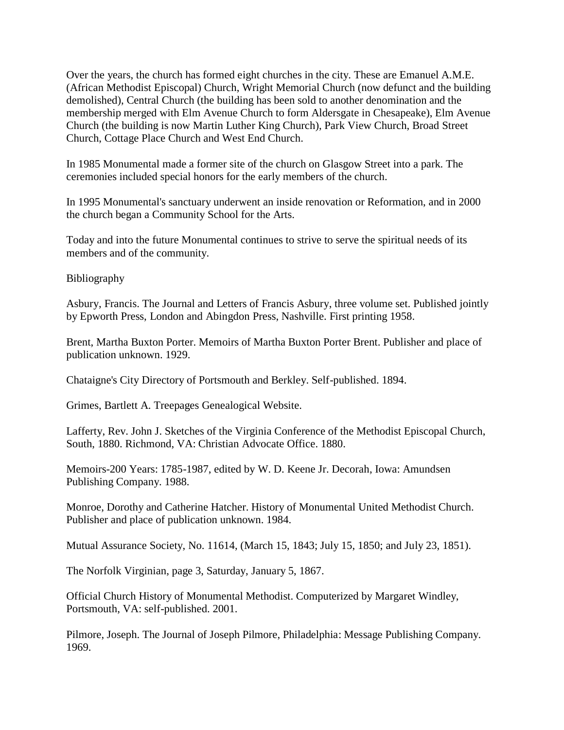Over the years, the church has formed eight churches in the city. These are Emanuel A.M.E. (African Methodist Episcopal) Church, Wright Memorial Church (now defunct and the building demolished), Central Church (the building has been sold to another denomination and the membership merged with Elm Avenue Church to form Aldersgate in Chesapeake), Elm Avenue Church (the building is now Martin Luther King Church), Park View Church, Broad Street Church, Cottage Place Church and West End Church.

In 1985 Monumental made a former site of the church on Glasgow Street into a park. The ceremonies included special honors for the early members of the church.

In 1995 Monumental's sanctuary underwent an inside renovation or Reformation, and in 2000 the church began a Community School for the Arts.

Today and into the future Monumental continues to strive to serve the spiritual needs of its members and of the community.

Bibliography

Asbury, Francis. The Journal and Letters of Francis Asbury, three volume set. Published jointly by Epworth Press, London and Abingdon Press, Nashville. First printing 1958.

Brent, Martha Buxton Porter. Memoirs of Martha Buxton Porter Brent. Publisher and place of publication unknown. 1929.

Chataigne's City Directory of Portsmouth and Berkley. Self-published. 1894.

Grimes, Bartlett A. Treepages Genealogical Website.

Lafferty, Rev. John J. Sketches of the Virginia Conference of the Methodist Episcopal Church, South, 1880. Richmond, VA: Christian Advocate Office. 1880.

Memoirs-200 Years: 1785-1987, edited by W. D. Keene Jr. Decorah, Iowa: Amundsen Publishing Company. 1988.

Monroe, Dorothy and Catherine Hatcher. History of Monumental United Methodist Church. Publisher and place of publication unknown. 1984.

Mutual Assurance Society, No. 11614, (March 15, 1843; July 15, 1850; and July 23, 1851).

The Norfolk Virginian, page 3, Saturday, January 5, 1867.

Official Church History of Monumental Methodist. Computerized by Margaret Windley, Portsmouth, VA: self-published. 2001.

Pilmore, Joseph. The Journal of Joseph Pilmore, Philadelphia: Message Publishing Company. 1969.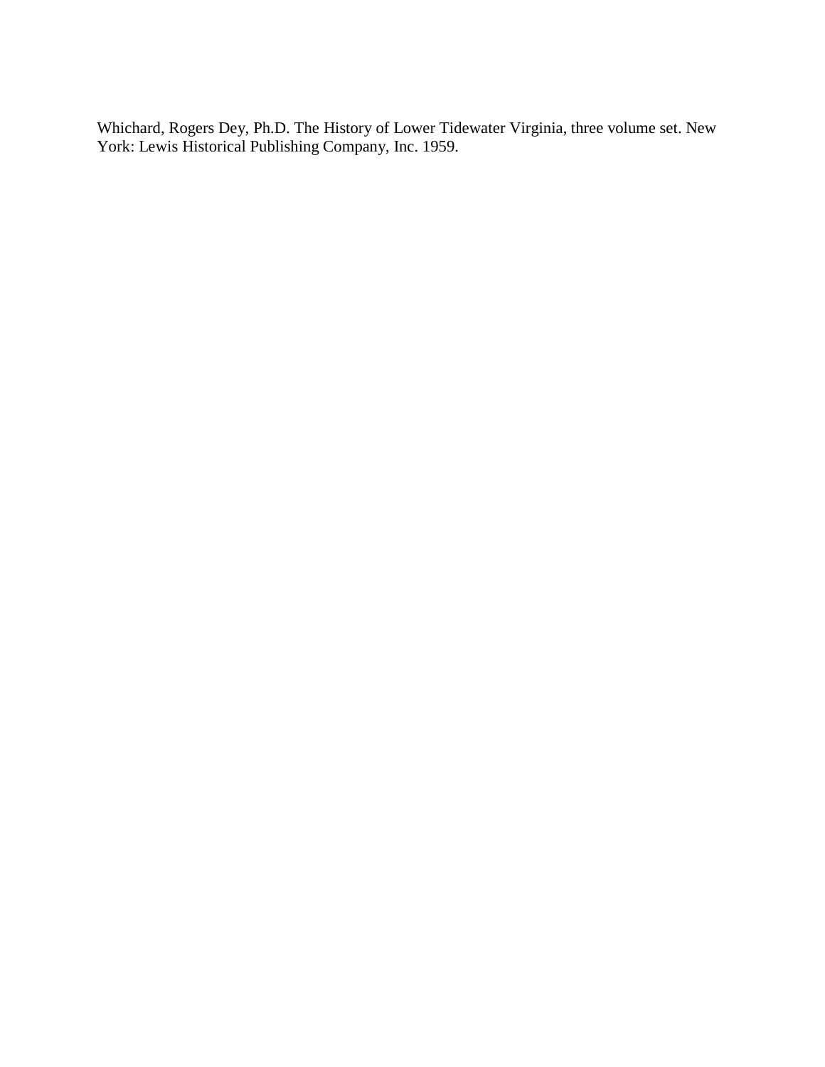Whichard, Rogers Dey, Ph.D. The History of Lower Tidewater Virginia, three volume set. New York: Lewis Historical Publishing Company, Inc. 1959.